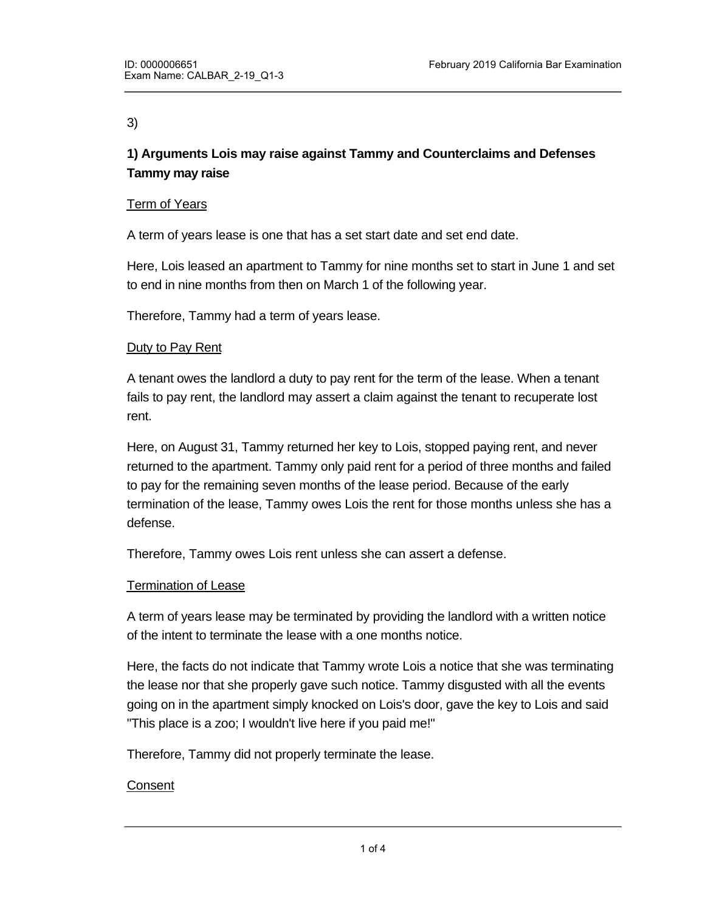3)

**1) Arguments Lois may raise against Tammy and Counterclaims and Defenses Tammy may raise**

Term of Years

A term of years lease is one that has a set start date and set end date.

Here, Lois leased an apartment to Tammy for nine months set to start in June 1 and set to end in nine months from then on March 1 of the following year.

Therefore, Tammy had a term of years lease.

Duty to Pay Rent

A tenant owes the landlord a duty to pay rent for the term of the lease. When a tenant fails to pay rent, the landlord may assert a claim against the tenant to recuperate lost rent.

Here, on August 31, Tammy returned her key to Lois, stopped paying rent, and never returned to the apartment. Tammy only paid rent for a period of three months and failed to pay for the remaining seven months of the lease period. Because of the early termination of the lease, Tammy owes Lois the rent for those months unless she has a defense.

Therefore, Tammy owes Lois rent unless she can assert a defense.

Termination of Lease

A term of years lease may be terminated by providing the landlord with a written notice of the intent to terminate the lease with a one months notice.

Here, the facts do not indicate that Tammy wrote Lois a notice that she was terminating the lease nor that she properly gave such notice. Tammy disgusted with all the events going on in the apartment simply knocked on Lois's door, gave the key to Lois and said "This place is a zoo; I wouldn't live here if you paid me!"

Therefore, Tammy did not properly terminate the lease.

Consent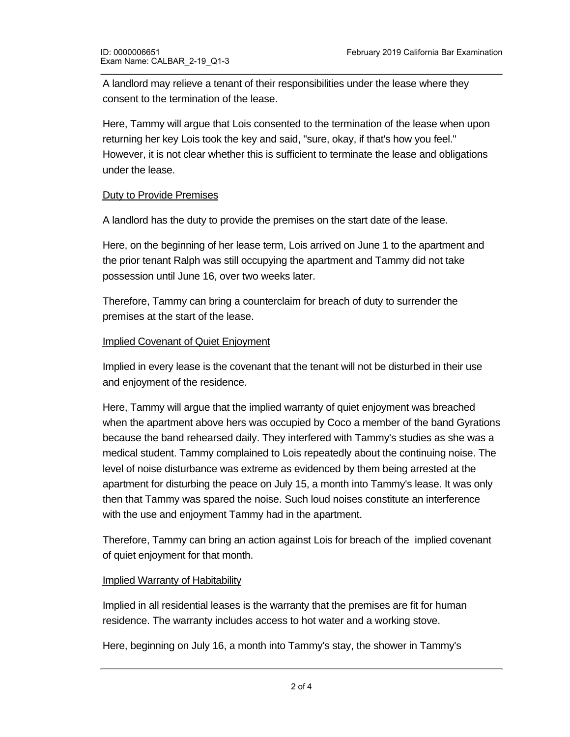A landlord may relieve a tenant of their responsibilities under the lease where they consent to the termination of the lease.

Here, Tammy will argue that Lois consented to the termination of the lease when upon returning her key Lois took the key and said, "sure, okay, if that's how you feel." However, it is not clear whether this is sufficient to terminate the lease and obligations under the lease.

Duty to Provide Premises

A landlord has the duty to provide the premises on the start date of the lease.

Here, on the beginning of her lease term, Lois arrived on June 1 to the apartment and the prior tenant Ralph was still occupying the apartment and Tammy did not take possession until June 16, over two weeks later.

Therefore, Tammy can bring a counterclaim for breach of duty to surrender the premises at the start of the lease.

Implied Covenant of Quiet Enjoyment

Implied in every lease is the covenant that the tenant will not be disturbed in their use and enjoyment of the residence.

Here, Tammy will argue that the implied warranty of quiet enjoyment was breached when the apartment above hers was occupied by Coco a member of the band Gyrations because the band rehearsed daily. They interfered with Tammy's studies as she was a medical student. Tammy complained to Lois repeatedly about the continuing noise. The level of noise disturbance was extreme as evidenced by them being arrested at the apartment for disturbing the peace on July 15, a month into Tammy's lease. It was only then that Tammy was spared the noise. Such loud noises constitute an interference with the use and enjoyment Tammy had in the apartment.

Therefore, Tammy can bring an action against Lois for breach of the implied covenant of quiet enjoyment for that month.

Implied Warranty of Habitability

Implied in all residential leases is the warranty that the premises are fit for human residence. The warranty includes access to hot water and a working stove.

Here, beginning on July 16, a month into Tammy's stay, the shower in Tammy's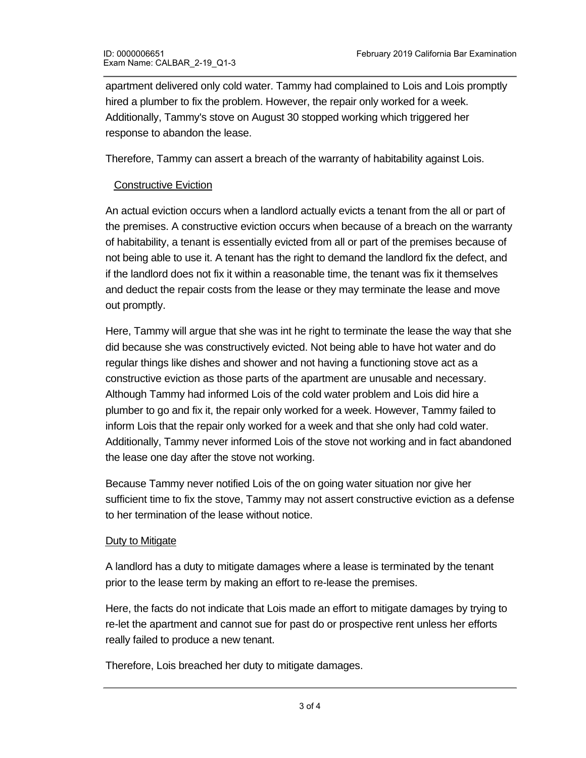apartment delivered only cold water. Tammy had complained to Lois and Lois promptly hired a plumber to fix the problem. However, the repair only worked for a week. Additionally, Tammy's stove on August 30 stopped working which triggered her response to abandon the lease.

Therefore, Tammy can assert a breach of the warranty of habitability against Lois.

<u>Constructive Eviction</u>

An actual eviction occurs when a landlord actually evicts a tenant from the all or part of the premises. A constructive eviction occurs when because of a breach on the warranty of habitability, a tenant is essentially evicted from all or part of the premises because of not being able to use it. A tenant has the right to demand the landlord fix the defect, and if the landlord does not fix it within a reasonable time, the tenant was fix it themselves and deduct the repair costs from the lease or they may terminate the lease and move out promptly.

Here, Tammy will argue that she was int he right to terminate the lease the way that she did because she was constructively evicted. Not being able to have hot water and do regular things like dishes and shower and not having a functioning stove act as a constructive eviction as those parts of the apartment are unusable and necessary. Although Tammy had informed Lois of the cold water problem and Lois did hire a plumber to go and fix it, the repair only worked for a week. However, Tammy failed to inform Lois that the repair only worked for a week and that she only had cold water. Additionally, Tammy never informed Lois of the stove not working and in fact abandoned the lease one day after the stove not working.

Because Tammy never notified Lois of the on going water situation nor give her sufficient time to fix the stove, Tammy may not assert constructive eviction as a defense to her termination of the lease without notice.

<u>Duty to Mitigate</u>

A landlord has a duty to mitigate damages where a lease is terminated by the tenant prior to the lease term by making an effort to re-lease the premises.

Here, the facts do not indicate that Lois made an effort to mitigate damages by trying to re-let the apartment and cannot sue for past do or prospective rent unless her efforts really failed to produce a new tenant.

Therefore, Lois breached her duty to mitigate damages.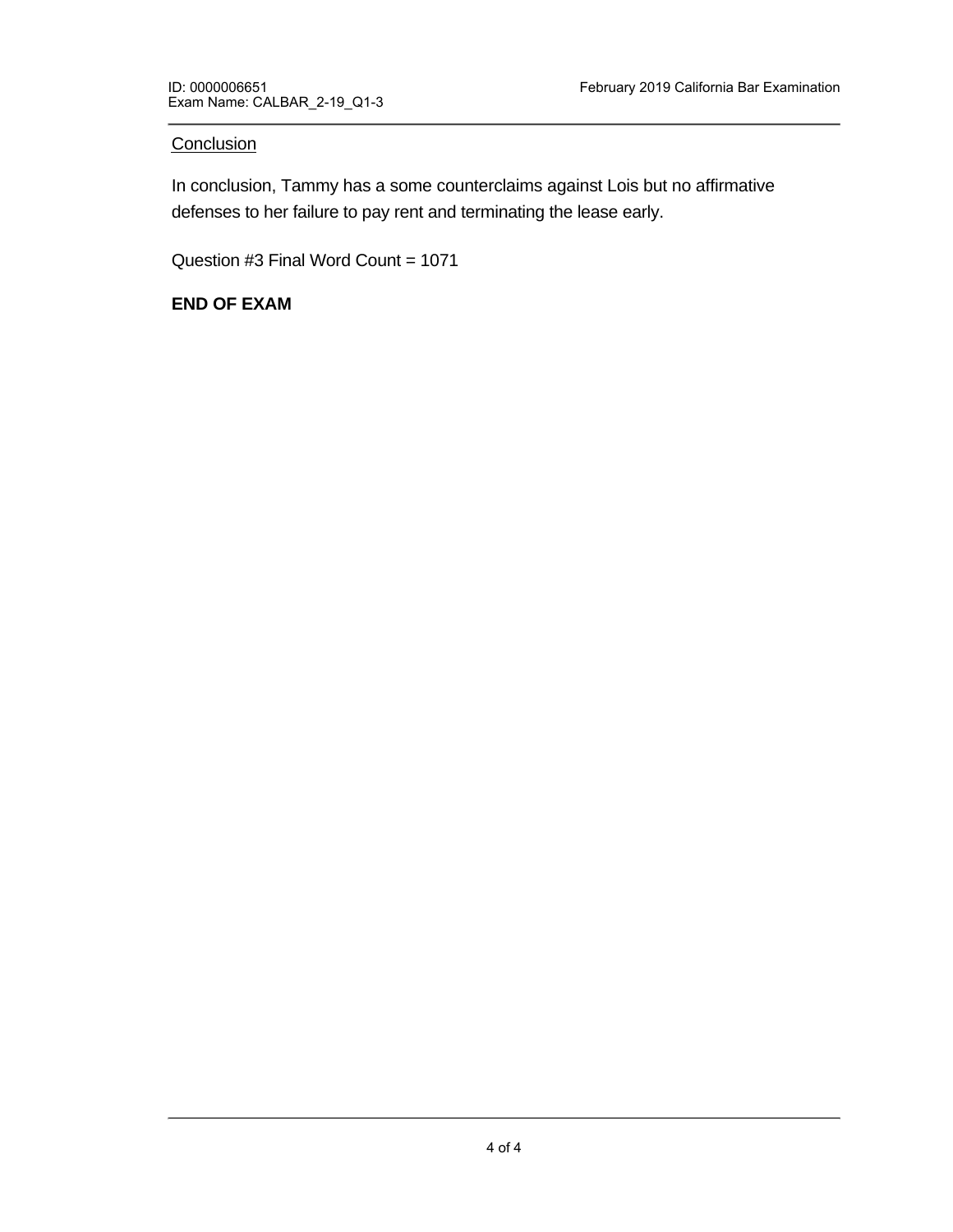<u>Conclusion</u>

In conclusion, Tammy has a some counterclaims against Lois but no affirmative defenses to her failure to pay rent and terminating the lease early.

Question #3 Final Word Count = 1071

**END OF EXAM**